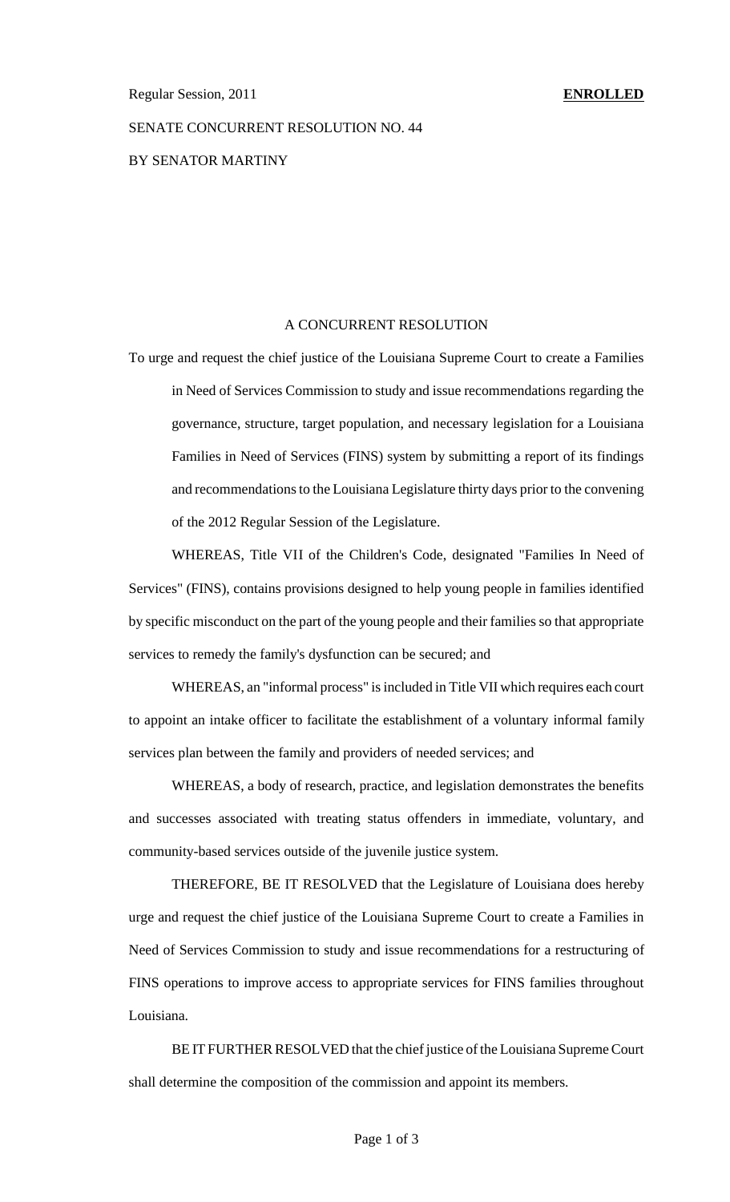Regular Session, 2011 **ENROLLED**

SENATE CONCURRENT RESOLUTION NO. 44

BY SENATOR MARTINY

A CONCURRENT RESOLUTION

To urge and request the chief justice of the Louisiana Supreme Court to create a Families in Need of Services Commission to study and issue recommendations regarding the governance, structure, target population, and necessary legislation for a Louisiana Families in Need of Services (FINS) system by submitting a report of its findings and recommendations to the Louisiana Legislature thirty days prior to the convening of the 2012 Regular Session of the Legislature.

WHEREAS, Title VII of the Children's Code, designated "Families In Need of Services" (FINS), contains provisions designed to help young people in families identified by specific misconduct on the part of the young people and their families so that appropriate services to remedy the family's dysfunction can be secured; and

WHEREAS, an "informal process" is included in Title VII which requires each court to appoint an intake officer to facilitate the establishment of a voluntary informal family services plan between the family and providers of needed services; and

WHEREAS, a body of research, practice, and legislation demonstrates the benefits and successes associated with treating status offenders in immediate, voluntary, and community-based services outside of the juvenile justice system.

THEREFORE, BE IT RESOLVED that the Legislature of Louisiana does hereby urge and request the chief justice of the Louisiana Supreme Court to create a Families in Need of Services Commission to study and issue recommendations for a restructuring of FINS operations to improve access to appropriate services for FINS families throughout Louisiana.

BE IT FURTHER RESOLVED that the chief justice of the Louisiana Supreme Court shall determine the composition of the commission and appoint its members.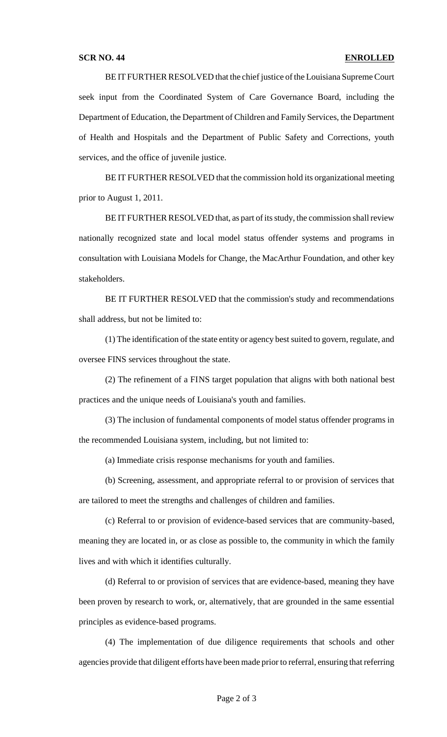**SCR NO. 44** **ENROLLED**

BE IT FURTHER RESOLVED that the chief justice of the Louisiana Supreme Court seek input from the Coordinated System of Care Governance Board, including the Department of Education, the Department of Children and Family Services, the Department of Health and Hospitals and the Department of Public Safety and Corrections, youth services, and the office of juvenile justice.

BE IT FURTHER RESOLVED that the commission hold its organizational meeting prior to August 1, 2011.

BE IT FURTHER RESOLVED that, as part of its study, the commission shall review nationally recognized state and local model status offender systems and programs in consultation with Louisiana Models for Change, the MacArthur Foundation, and other key stakeholders.

BE IT FURTHER RESOLVED that the commission's study and recommendations shall address, but not be limited to:

(1) The identification of the state entity or agency best suited to govern, regulate, and oversee FINS services throughout the state.

(2) The refinement of a FINS target population that aligns with both national best practices and the unique needs of Louisiana's youth and families.

(3) The inclusion of fundamental components of model status offender programs in the recommended Louisiana system, including, but not limited to:

(a) Immediate crisis response mechanisms for youth and families.

(b) Screening, assessment, and appropriate referral to or provision of services that are tailored to meet the strengths and challenges of children and families.

(c) Referral to or provision of evidence-based services that are community-based, meaning they are located in, or as close as possible to, the community in which the family lives and with which it identifies culturally.

(d) Referral to or provision of services that are evidence-based, meaning they have been proven by research to work, or, alternatively, that are grounded in the same essential principles as evidence-based programs.

(4) The implementation of due diligence requirements that schools and other agencies provide that diligent efforts have been made prior to referral, ensuring that referring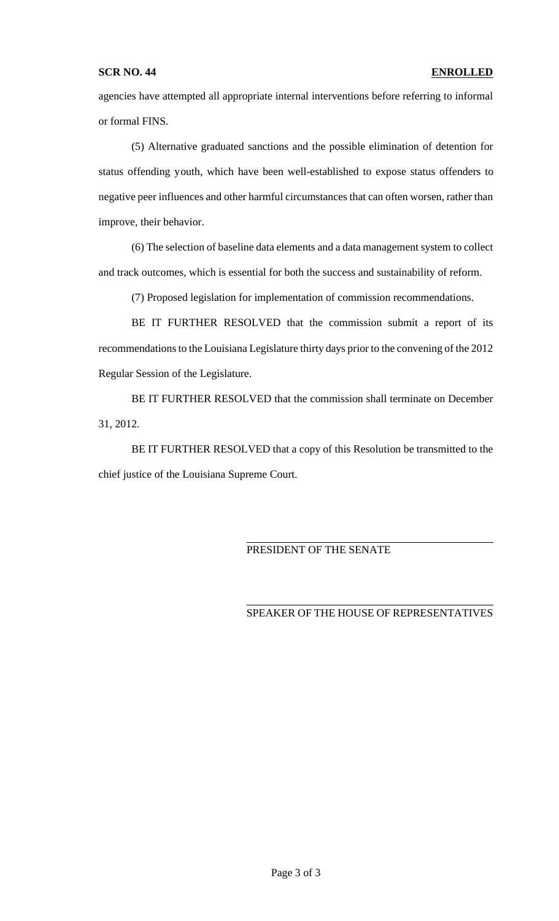agencies have attempted all appropriate internal interventions before referring to informal or formal FINS.

(5) Alternative graduated sanctions and the possible elimination of detention for status offending youth, which have been well-established to expose status offenders to negative peer influences and other harmful circumstances that can often worsen, rather than improve, their behavior.

(6) The selection of baseline data elements and a data management system to collect and track outcomes, which is essential for both the success and sustainability of reform.

(7) Proposed legislation for implementation of commission recommendations.

BE IT FURTHER RESOLVED that the commission submit a report of its recommendations to the Louisiana Legislature thirty days prior to the convening of the 2012 Regular Session of the Legislature.

BE IT FURTHER RESOLVED that the commission shall terminate on December 31, 2012.

BE IT FURTHER RESOLVED that a copy of this Resolution be transmitted to the chief justice of the Louisiana Supreme Court.

PRESIDENT OF THE SENATE

SPEAKER OF THE HOUSE OF REPRESENTATIVES